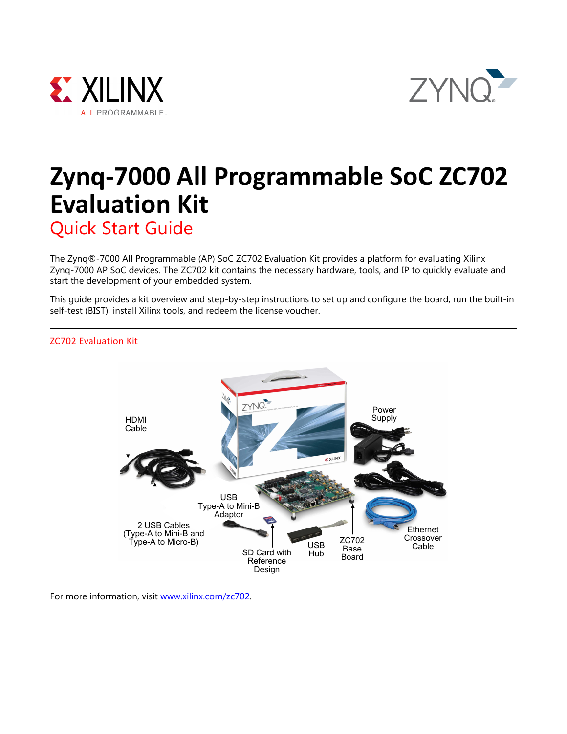# Zynq-7000 All Programmable SoC ZC702 Evaluation Kit

## Quick Start Guide

The Zynq®-7000 All Programmable (AP) SoC ZC702 Evaluation Kit provides a platform for evaluating Xilinx Zynq-7000 AP SoC devices. The ZC702 kit contains the necessary hardware, tools, and IP to quickly evaluate and start the development of your embedded system.

This guide provides a kit overview and step-by-step instructions to set up and configure the board, run the built-in self-test (BIST), install Xilinx tools, and redeem the license voucher.

---

### ZC702 Evaluation Kit

HDMI Cable

Power Supply

USB Type-A to Mini-B Adaptor

2 USB Cables (Type-A to Mini-B and Type-A to Micro-B)

SD Card with Reference Design

USB Hub

ZC702 Base Board

Ethernet Crossover Cable

For more information, visit www.xilinx.com/zc702.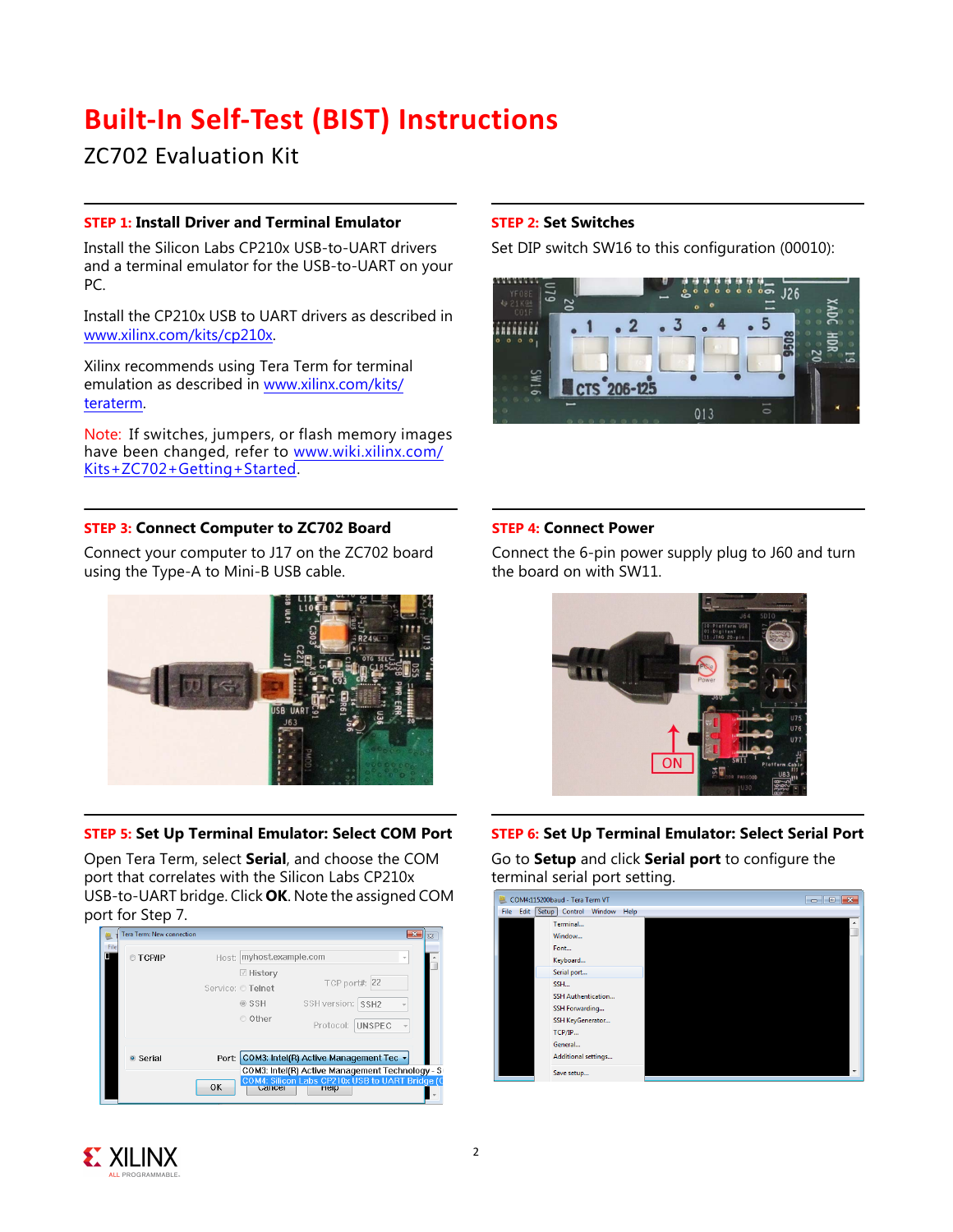# Built-In Self-Test (BIST) Instructions

ZC702 Evaluation Kit

### STEP 1: Install Driver and Terminal Emulator

Install the Silicon Labs CP210x USB-to-UART drivers and a terminal emulator for the USB-to-UART on your PC.

Install the CP210x USB to UART drivers as described in www.xilinx.com/kits/cp210x.

Xilinx recommends using Tera Term for terminal emulation as described in www.xilinx.com/kits/teraterm.

Note: If switches, jumpers, or flash memory images have been changed, refer to www.wiki.xilinx.com/Kits+ZC702+Getting+Started.

### STEP 2: Set Switches

Set DIP switch SW16 to this configuration (00010):

### STEP 3: Connect Computer to ZC702 Board

Connect your computer to J17 on the ZC702 board using the Type-A to Mini-B USB cable.

### STEP 4: Connect Power

Connect the 6-pin power supply plug to J60 and turn the board on with SW11.

### STEP 5: Set Up Terminal Emulator: Select COM Port

Open Tera Term, select **Serial**, and choose the COM port that correlates with the Silicon Labs CP210x USB-to-UART bridge. Click **OK**. Note the assigned COM port for Step 7.

### STEP 6: Set Up Terminal Emulator: Select Serial Port

Go to **Setup** and click **Serial port** to configure the terminal serial port setting.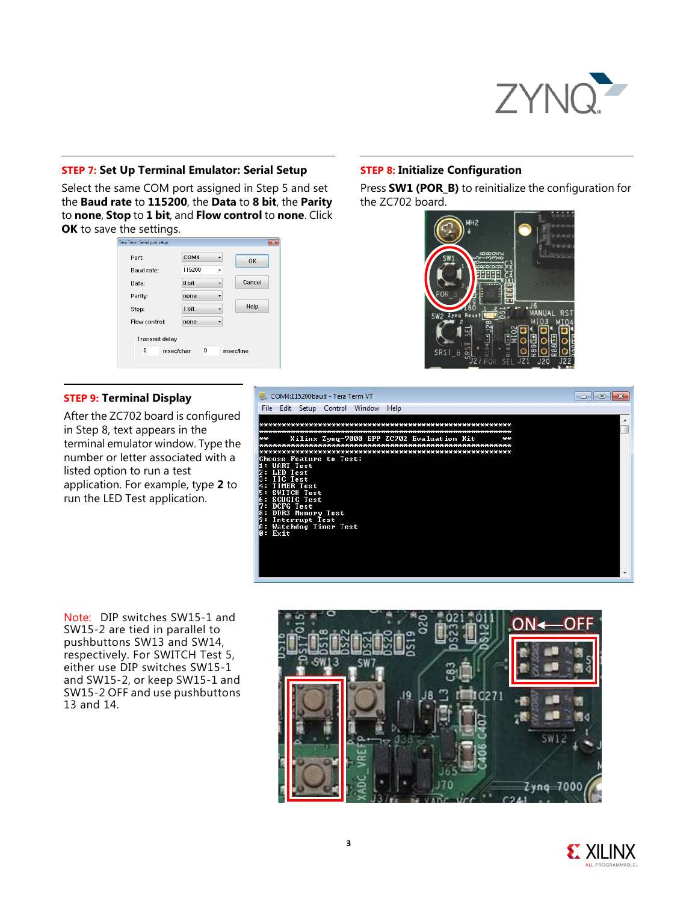### STEP 7: Set Up Terminal Emulator: Serial Setup

Select the same COM port assigned in Step 5 and set the **Baud rate** to **115200**, the **Data** to **8 bit**, the **Parity** to **none**, **Stop** to **1 bit**, and **Flow control** to **none**. Click **OK** to save the settings.

### STEP 8: Initialize Configuration

Press **SW1 (POR_B)** to reinitialize the configuration for the ZC702 board.

### STEP 9: Terminal Display

After the ZC702 board is configured in Step 8, text appears in the terminal emulator window. Type the number or letter associated with a listed option to run a test application. For example, type **2** to run the LED Test application.

```
************************************************************
************************************************************
**    Xilinx Zynq-7000 EPP ZC702 Evaluation Kit          **
************************************************************
************************************************************
Choose Feature to Test:
1: UART Test
2: LED Test
3: IIC Test
4: TIMER Test
5: SWITCH Test
6: SCUGIC Test
7: DCFG Test
8: DDR3 Memory Test
9: Interrupt Test
A: Watchdog Timer Test
0: Exit
```

Note: DIP switches SW15-1 and SW15-2 are tied in parallel to pushbuttons SW13 and SW14, respectively. For SWITCH Test 5, either use DIP switches SW15-1 and SW15-2, or keep SW15-1 and SW15-2 OFF and use pushbuttons 13 and 14.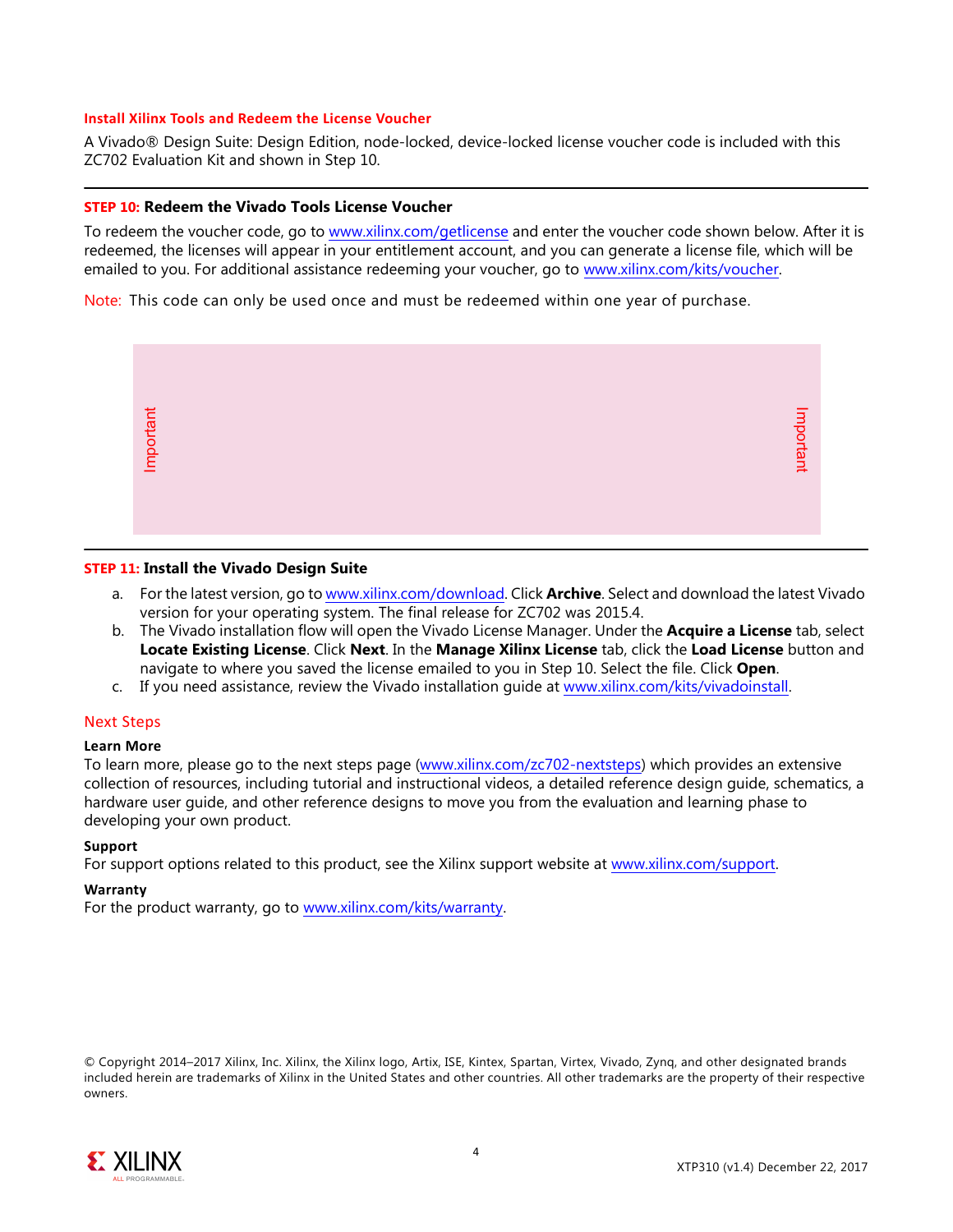**Install Xilinx Tools and Redeem the License Voucher**

A Vivado® Design Suite: Design Edition, node-locked, device-locked license voucher code is included with this ZC702 Evaluation Kit and shown in Step 10.

**STEP 10: Redeem the Vivado Tools License Voucher**

To redeem the voucher code, go to www.xilinx.com/getlicense and enter the voucher code shown below. After it is redeemed, the licenses will appear in your entitlement account, and you can generate a license file, which will be emailed to you. For additional assistance redeeming your voucher, go to www.xilinx.com/kits/voucher.

Note: This code can only be used once and must be redeemed within one year of purchase.

Important

Important

**STEP 11: Install the Vivado Design Suite**

a. For the latest version, go to www.xilinx.com/download. Click **Archive**. Select and download the latest Vivado version for your operating system. The final release for ZC702 was 2015.4.
b. The Vivado installation flow will open the Vivado License Manager. Under the **Acquire a License** tab, select **Locate Existing License**. Click **Next**. In the **Manage Xilinx License** tab, click the **Load License** button and navigate to where you saved the license emailed to you in Step 10. Select the file. Click **Open**.
c. If you need assistance, review the Vivado installation guide at www.xilinx.com/kits/vivadoinstall.

## Next Steps

**Learn More**

To learn more, please go to the next steps page (www.xilinx.com/zc702-nextsteps) which provides an extensive collection of resources, including tutorial and instructional videos, a detailed reference design guide, schematics, a hardware user guide, and other reference designs to move you from the evaluation and learning phase to developing your own product.

**Support**

For support options related to this product, see the Xilinx support website at www.xilinx.com/support.

**Warranty**

For the product warranty, go to www.xilinx.com/kits/warranty.

© Copyright 2014–2017 Xilinx, Inc. Xilinx, the Xilinx logo, Artix, ISE, Kintex, Spartan, Virtex, Vivado, Zynq, and other designated brands included herein are trademarks of Xilinx in the United States and other countries. All other trademarks are the property of their respective owners.